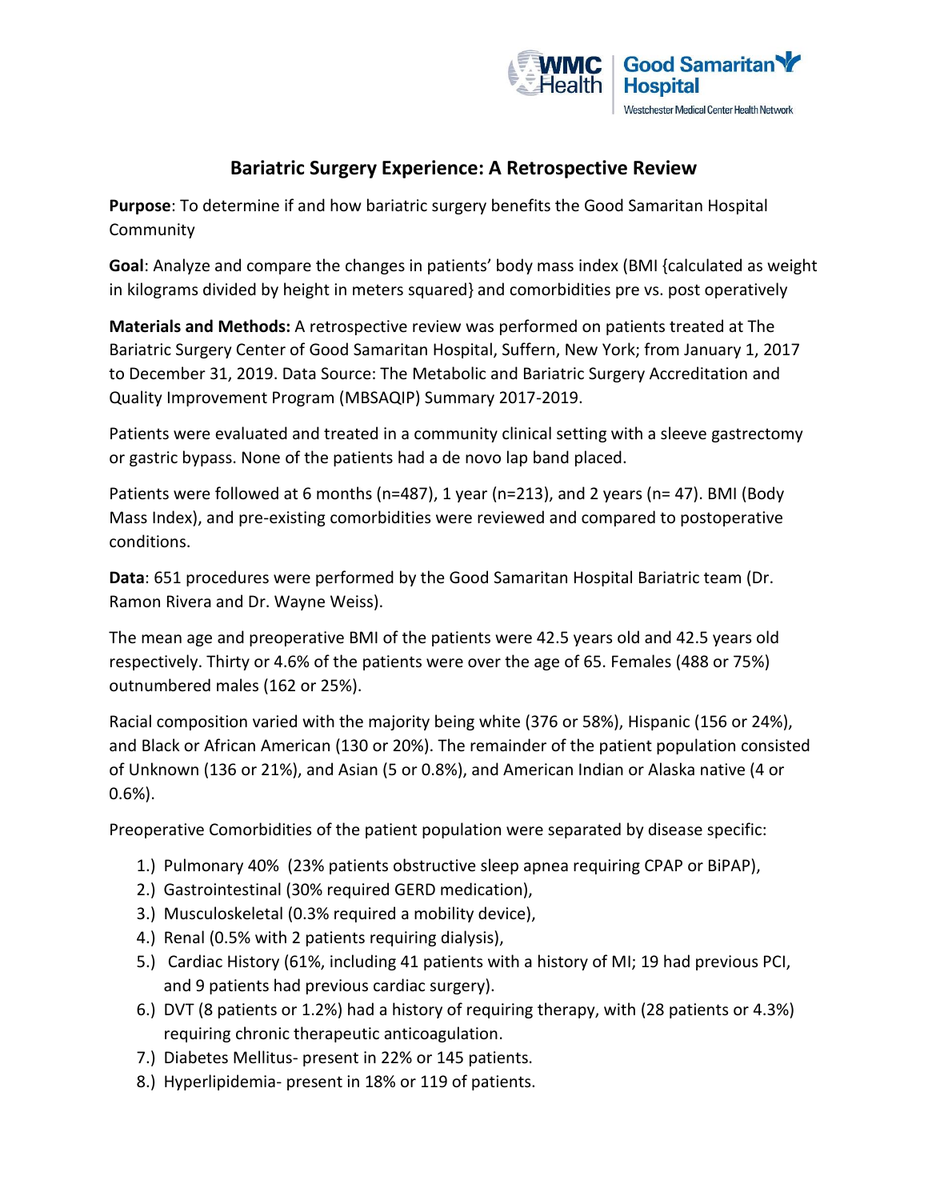# Bariatric Surgery Experience: A Retrospective Review

**Purpose**: To determine if and how bariatric surgery benefits the Good Samaritan Hospital Community

**Goal**: Analyze and compare the changes in patients' body mass index (BMI {calculated as weight in kilograms divided by height in meters squared} and comorbidities pre vs. post operatively

**Materials and Methods:** A retrospective review was performed on patients treated at The Bariatric Surgery Center of Good Samaritan Hospital, Suffern, New York; from January 1, 2017 to December 31, 2019. Data Source: The Metabolic and Bariatric Surgery Accreditation and Quality Improvement Program (MBSAQIP) Summary 2017-2019.

Patients were evaluated and treated in a community clinical setting with a sleeve gastrectomy or gastric bypass. None of the patients had a de novo lap band placed.

Patients were followed at 6 months (n=487), 1 year (n=213), and 2 years (n= 47). BMI (Body Mass Index), and pre-existing comorbidities were reviewed and compared to postoperative conditions.

**Data**: 651 procedures were performed by the Good Samaritan Hospital Bariatric team (Dr. Ramon Rivera and Dr. Wayne Weiss).

The mean age and preoperative BMI of the patients were 42.5 years old and 42.5 years old respectively. Thirty or 4.6% of the patients were over the age of 65. Females (488 or 75%) outnumbered males (162 or 25%).

Racial composition varied with the majority being white (376 or 58%), Hispanic (156 or 24%), and Black or African American (130 or 20%). The remainder of the patient population consisted of Unknown (136 or 21%), and Asian (5 or 0.8%), and American Indian or Alaska native (4 or 0.6%).

Preoperative Comorbidities of the patient population were separated by disease specific:

1.) Pulmonary 40% (23% patients obstructive sleep apnea requiring CPAP or BiPAP),
2.) Gastrointestinal (30% required GERD medication),
3.) Musculoskeletal (0.3% required a mobility device),
4.) Renal (0.5% with 2 patients requiring dialysis),
5.) Cardiac History (61%, including 41 patients with a history of MI; 19 had previous PCI, and 9 patients had previous cardiac surgery).
6.) DVT (8 patients or 1.2%) had a history of requiring therapy, with (28 patients or 4.3%) requiring chronic therapeutic anticoagulation.
7.) Diabetes Mellitus- present in 22% or 145 patients.
8.) Hyperlipidemia- present in 18% or 119 of patients.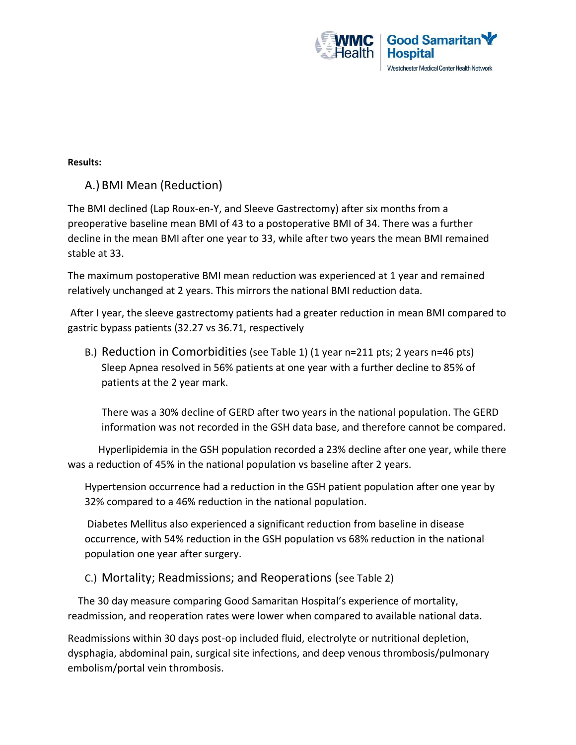**Results:**

A.) BMI Mean (Reduction)

The BMI declined (Lap Roux-en-Y, and Sleeve Gastrectomy) after six months from a preoperative baseline mean BMI of 43 to a postoperative BMI of 34. There was a further decline in the mean BMI after one year to 33, while after two years the mean BMI remained stable at 33.

The maximum postoperative BMI mean reduction was experienced at 1 year and remained relatively unchanged at 2 years. This mirrors the national BMI reduction data.

After I year, the sleeve gastrectomy patients had a greater reduction in mean BMI compared to gastric bypass patients (32.27 vs 36.71, respectively

B.) Reduction in Comorbidities (see Table 1) (1 year n=211 pts; 2 years n=46 pts) Sleep Apnea resolved in 56% patients at one year with a further decline to 85% of patients at the 2 year mark.

There was a 30% decline of GERD after two years in the national population. The GERD information was not recorded in the GSH data base, and therefore cannot be compared.

Hyperlipidemia in the GSH population recorded a 23% decline after one year, while there was a reduction of 45% in the national population vs baseline after 2 years.

Hypertension occurrence had a reduction in the GSH patient population after one year by 32% compared to a 46% reduction in the national population.

Diabetes Mellitus also experienced a significant reduction from baseline in disease occurrence, with 54% reduction in the GSH population vs 68% reduction in the national population one year after surgery.

C.) Mortality; Readmissions; and Reoperations (see Table 2)

The 30 day measure comparing Good Samaritan Hospital's experience of mortality, readmission, and reoperation rates were lower when compared to available national data.

Readmissions within 30 days post-op included fluid, electrolyte or nutritional depletion, dysphagia, abdominal pain, surgical site infections, and deep venous thrombosis/pulmonary embolism/portal vein thrombosis.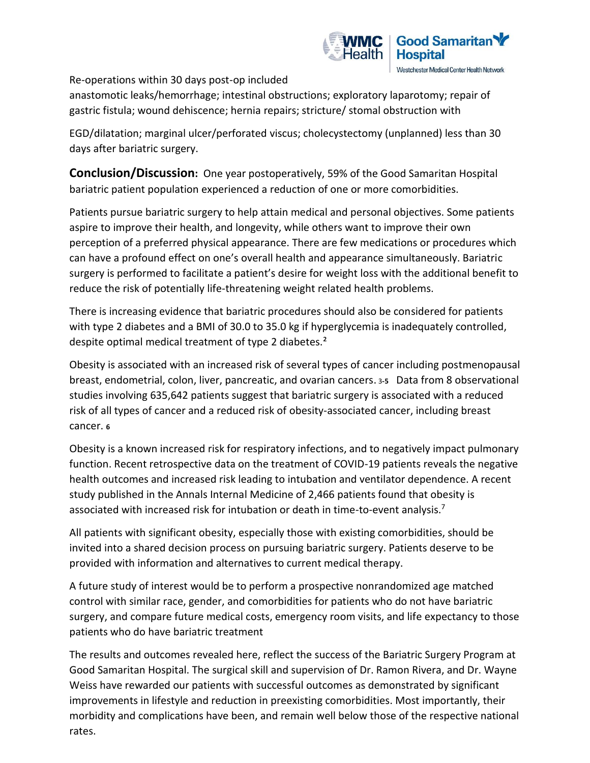Re-operations within 30 days post-op included anastomotic leaks/hemorrhage; intestinal obstructions; exploratory laparotomy; repair of gastric fistula; wound dehiscence; hernia repairs; stricture/ stomal obstruction with EGD/dilatation; marginal ulcer/perforated viscus; cholecystectomy (unplanned) less than 30 days after bariatric surgery.

**Conclusion/Discussion:** One year postoperatively, 59% of the Good Samaritan Hospital bariatric patient population experienced a reduction of one or more comorbidities.

Patients pursue bariatric surgery to help attain medical and personal objectives. Some patients aspire to improve their health, and longevity, while others want to improve their own perception of a preferred physical appearance. There are few medications or procedures which can have a profound effect on one's overall health and appearance simultaneously. Bariatric surgery is performed to facilitate a patient's desire for weight loss with the additional benefit to reduce the risk of potentially life-threatening weight related health problems.

There is increasing evidence that bariatric procedures should also be considered for patients with type 2 diabetes and a BMI of 30.0 to 35.0 kg if hyperglycemia is inadequately controlled, despite optimal medical treatment of type 2 diabetes.[2]

Obesity is associated with an increased risk of several types of cancer including postmenopausal breast, endometrial, colon, liver, pancreatic, and ovarian cancers.[3-5] Data from 8 observational studies involving 635,642 patients suggest that bariatric surgery is associated with a reduced risk of all types of cancer and a reduced risk of obesity-associated cancer, including breast cancer.[6]

Obesity is a known increased risk for respiratory infections, and to negatively impact pulmonary function. Recent retrospective data on the treatment of COVID-19 patients reveals the negative health outcomes and increased risk leading to intubation and ventilator dependence. A recent study published in the Annals Internal Medicine of 2,466 patients found that obesity is associated with increased risk for intubation or death in time-to-event analysis.[7]

All patients with significant obesity, especially those with existing comorbidities, should be invited into a shared decision process on pursuing bariatric surgery. Patients deserve to be provided with information and alternatives to current medical therapy.

A future study of interest would be to perform a prospective nonrandomized age matched control with similar race, gender, and comorbidities for patients who do not have bariatric surgery, and compare future medical costs, emergency room visits, and life expectancy to those patients who do have bariatric treatment

The results and outcomes revealed here, reflect the success of the Bariatric Surgery Program at Good Samaritan Hospital. The surgical skill and supervision of Dr. Ramon Rivera, and Dr. Wayne Weiss have rewarded our patients with successful outcomes as demonstrated by significant improvements in lifestyle and reduction in preexisting comorbidities. Most importantly, their morbidity and complications have been, and remain well below those of the respective national rates.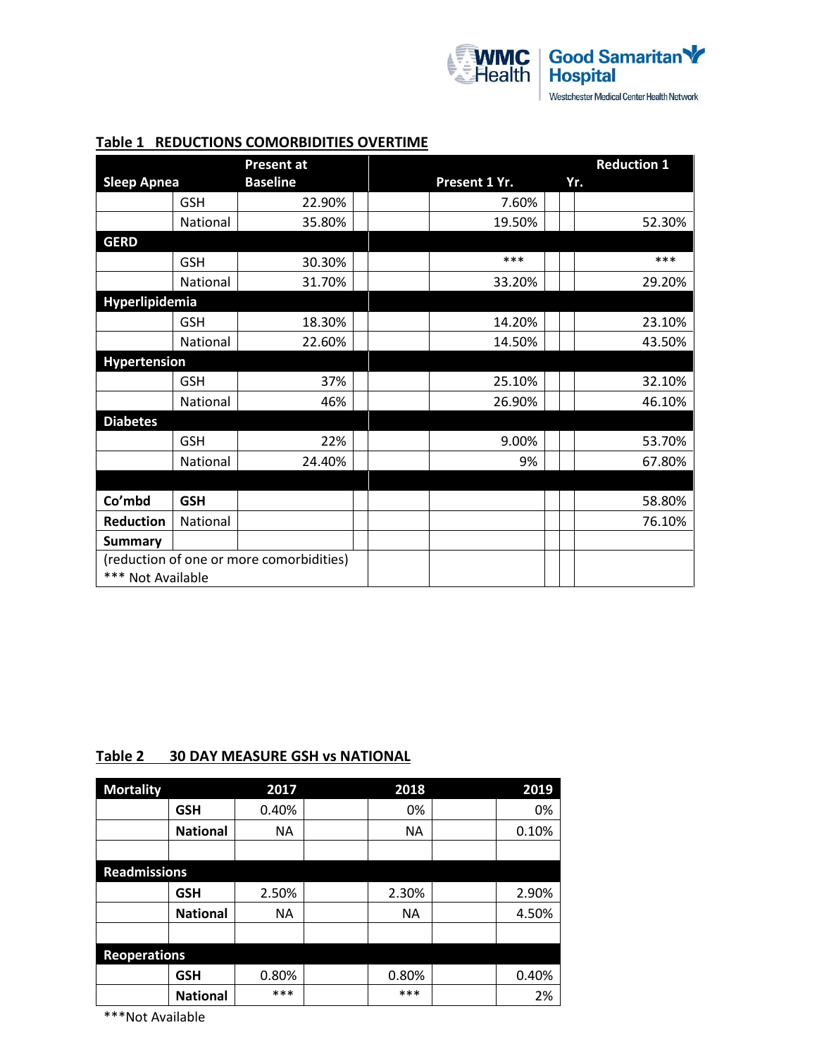**Table 1 REDUCTIONS COMORBIDITIES OVERTIME**

| Sleep Apnea | | Present at Baseline | Present 1 Yr. | Reduction 1 Yr. |
|---|---|---|---|---|
| | GSH | 22.90% | 7.60% | |
| | National | 35.80% | 19.50% | 52.30% |
| **GERD** | | | | |
| | GSH | 30.30% | *** | *** |
| | National | 31.70% | 33.20% | 29.20% |
| **Hyperlipidemia** | | | | |
| | GSH | 18.30% | 14.20% | 23.10% |
| | National | 22.60% | 14.50% | 43.50% |
| **Hypertension** | | | | |
| | GSH | 37% | 25.10% | 32.10% |
| | National | 46% | 26.90% | 46.10% |
| **Diabetes** | | | | |
| | GSH | 22% | 9.00% | 53.70% |
| | National | 24.40% | 9% | 67.80% |
| | | | | |
| **Co'mbd** | **GSH** | | | 58.80% |
| **Reduction** | National | | | 76.10% |
| **Summary** | | | | |

(reduction of one or more comorbidities)
*** Not Available

**Table 2 30 DAY MEASURE GSH vs NATIONAL**

| Mortality | | 2017 | 2018 | 2019 |
|---|---|---|---|---|
| | **GSH** | 0.40% | 0% | 0% |
| | **National** | NA | NA | 0.10% |
| | | | | |
| **Readmissions** | | | | |
| | **GSH** | 2.50% | 2.30% | 2.90% |
| | **National** | NA | NA | 4.50% |
| | | | | |
| **Reoperations** | | | | |
| | **GSH** | 0.80% | 0.80% | 0.40% |
| | **National** | *** | *** | 2% |

***Not Available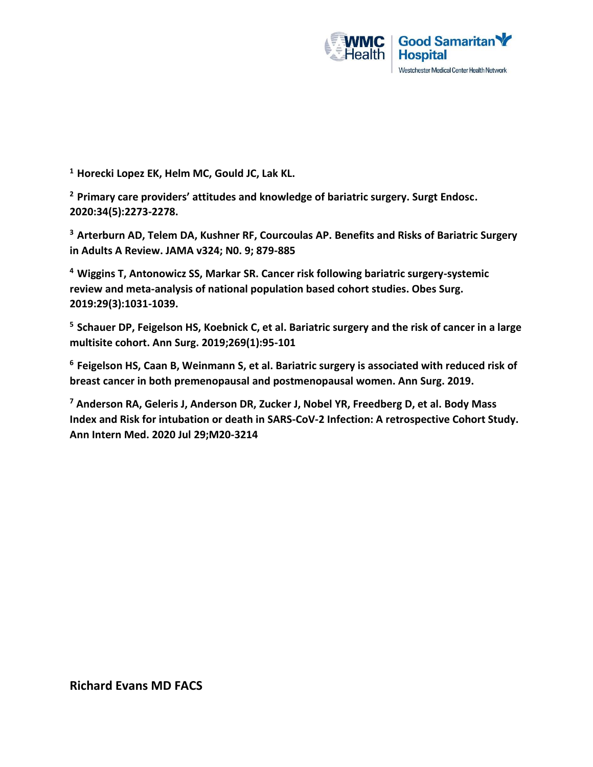[1] **Horecki Lopez EK, Helm MC, Gould JC, Lak KL.**

[2] **Primary care providers' attitudes and knowledge of bariatric surgery. Surgt Endosc. 2020:34(5):2273-2278.**

[3] **Arterburn AD, Telem DA, Kushner RF, Courcoulas AP. Benefits and Risks of Bariatric Surgery in Adults A Review. JAMA v324; N0. 9; 879-885**

[4] **Wiggins T, Antonowicz SS, Markar SR. Cancer risk following bariatric surgery-systemic review and meta-analysis of national population based cohort studies. Obes Surg. 2019:29(3):1031-1039.**

[5] **Schauer DP, Feigelson HS, Koebnick C, et al. Bariatric surgery and the risk of cancer in a large multisite cohort. Ann Surg. 2019;269(1):95-101**

[6] **Feigelson HS, Caan B, Weinmann S, et al. Bariatric surgery is associated with reduced risk of breast cancer in both premenopausal and postmenopausal women. Ann Surg. 2019.**

[7] **Anderson RA, Geleris J, Anderson DR, Zucker J, Nobel YR, Freedberg D, et al. Body Mass Index and Risk for intubation or death in SARS-CoV-2 Infection: A retrospective Cohort Study. Ann Intern Med. 2020 Jul 29;M20-3214**

**Richard Evans MD FACS**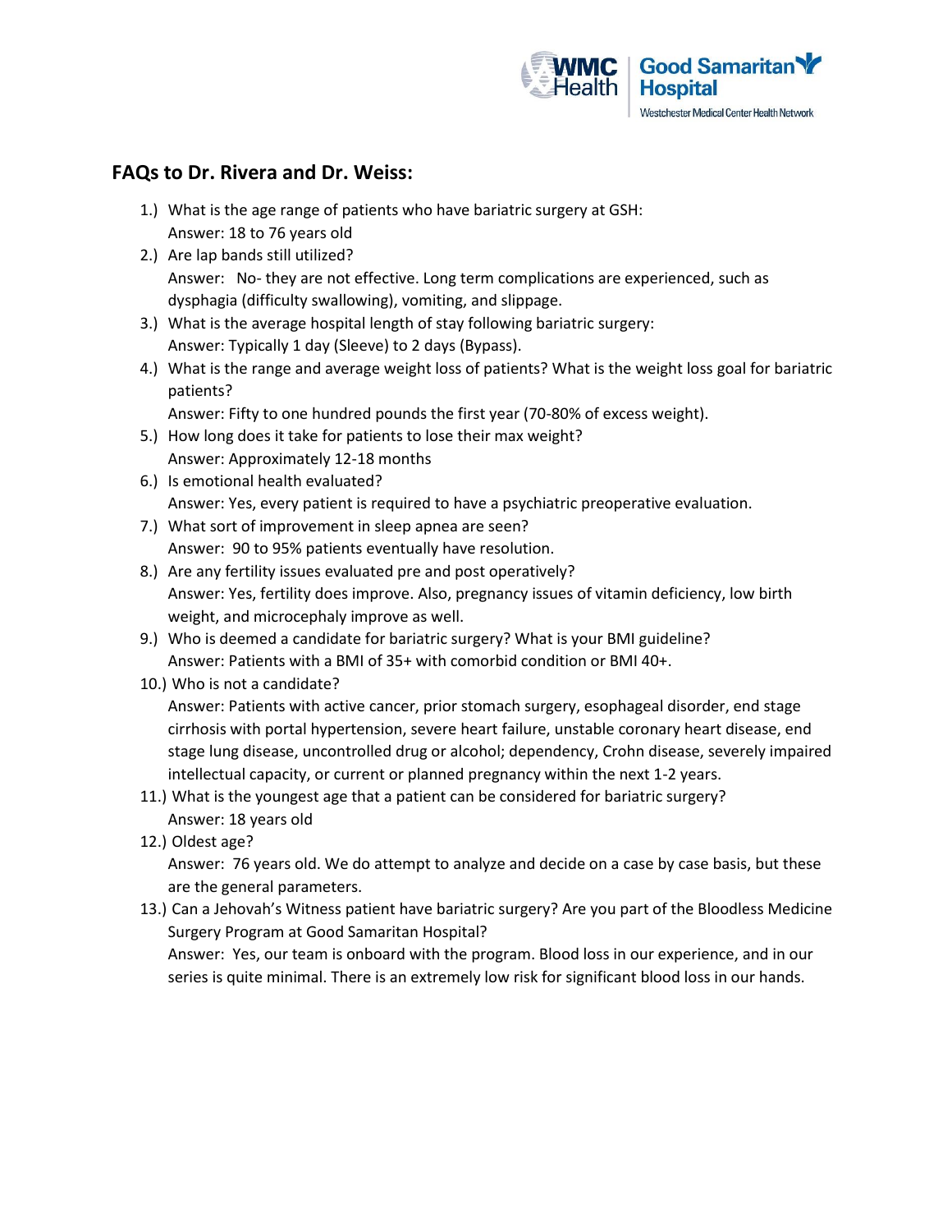## FAQs to Dr. Rivera and Dr. Weiss:

1.) What is the age range of patients who have bariatric surgery at GSH:
Answer: 18 to 76 years old

2.) Are lap bands still utilized?
Answer: No- they are not effective. Long term complications are experienced, such as dysphagia (difficulty swallowing), vomiting, and slippage.

3.) What is the average hospital length of stay following bariatric surgery:
Answer: Typically 1 day (Sleeve) to 2 days (Bypass).

4.) What is the range and average weight loss of patients? What is the weight loss goal for bariatric patients?
Answer: Fifty to one hundred pounds the first year (70-80% of excess weight).

5.) How long does it take for patients to lose their max weight?
Answer: Approximately 12-18 months

6.) Is emotional health evaluated?
Answer: Yes, every patient is required to have a psychiatric preoperative evaluation.

7.) What sort of improvement in sleep apnea are seen?
Answer: 90 to 95% patients eventually have resolution.

8.) Are any fertility issues evaluated pre and post operatively?
Answer: Yes, fertility does improve. Also, pregnancy issues of vitamin deficiency, low birth weight, and microcephaly improve as well.

9.) Who is deemed a candidate for bariatric surgery? What is your BMI guideline?
Answer: Patients with a BMI of 35+ with comorbid condition or BMI 40+.

10.) Who is not a candidate?
Answer: Patients with active cancer, prior stomach surgery, esophageal disorder, end stage cirrhosis with portal hypertension, severe heart failure, unstable coronary heart disease, end stage lung disease, uncontrolled drug or alcohol; dependency, Crohn disease, severely impaired intellectual capacity, or current or planned pregnancy within the next 1-2 years.

11.) What is the youngest age that a patient can be considered for bariatric surgery?
Answer: 18 years old

12.) Oldest age?
Answer: 76 years old. We do attempt to analyze and decide on a case by case basis, but these are the general parameters.

13.) Can a Jehovah's Witness patient have bariatric surgery? Are you part of the Bloodless Medicine Surgery Program at Good Samaritan Hospital?
Answer: Yes, our team is onboard with the program. Blood loss in our experience, and in our series is quite minimal. There is an extremely low risk for significant blood loss in our hands.